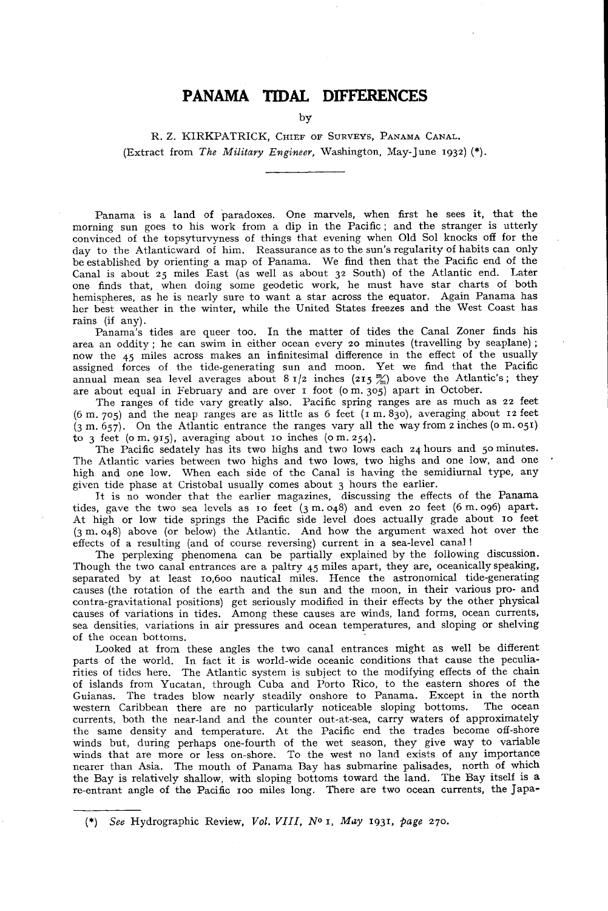# PANAMA TIDAL DIFFERENCES

by

R. Z. KIRKPATRICK, CHIEF OF SURVEYS, PANAMA CANAL.
(Extract from *The Military Engineer*, Washington, May-June 1932) (*).

---

Panama is a land of paradoxes. One marvels, when first he sees it, that the morning sun goes to his work from a dip in the Pacific; and the stranger is utterly convinced of the topsyturvyness of things that evening when Old Sol knocks off for the day to the Atlanticward of him. Reassurance as to the sun's regularity of habits can only be established by orienting a map of Panama. We find then that the Pacific end of the Canal is about 25 miles East (as well as about 32 South) of the Atlantic end. Later one finds that, when doing some geodetic work, he must have star charts of both hemispheres, as he is nearly sure to want a star across the equator. Again Panama has her best weather in the winter, while the United States freezes and the West Coast has rains (if any).

Panama's tides are queer too. In the matter of tides the Canal Zoner finds his area an oddity; he can swim in either ocean every 20 minutes (travelling by seaplane); now the 45 miles across makes an infinitesimal difference in the effect of the usually assigned forces of the tide-generating sun and moon. Yet we find that the Pacific annual mean sea level averages about 8 1/2 inches (215 m/m) above the Atlantic's; they are about equal in February and are over 1 foot (0 m. 305) apart in October.

The ranges of tide vary greatly also. Pacific spring ranges are as much as 22 feet (6 m. 705) and the neap ranges are as little as 6 feet (1 m. 830), averaging about 12 feet (3 m. 657). On the Atlantic entrance the ranges vary all the way from 2 inches (0 m. 051) to 3 feet (0 m. 915), averaging about 10 inches (0 m. 254).

The Pacific sedately has its two highs and two lows each 24 hours and 50 minutes. The Atlantic varies between two highs and two lows, two highs and one low, and one high and one low. When each side of the Canal is having the semidiurnal type, any given tide phase at Cristobal usually comes about 3 hours the earlier.

It is no wonder that the earlier magazines, discussing the effects of the Panama tides, gave the two sea levels as 10 feet (3 m. 048) and even 20 feet (6 m. 096) apart. At high or low tide springs the Pacific side level does actually grade about 10 feet (3 m. 048) above (or below) the Atlantic. And how the argument waxed hot over the effects of a resulting (and of course reversing) current in a sea-level canal!

The perplexing phenomena can be partially explained by the following discussion. Though the two canal entrances are a paltry 45 miles apart, they are, oceanically speaking, separated by at least 10,600 nautical miles. Hence the astronomical tide-generating causes (the rotation of the earth and the sun and the moon, in their various pro- and contra-gravitational positions) get seriously modified in their effects by the other physical causes of variations in tides. Among these causes are winds, land forms, ocean currents, sea densities, variations in air pressures and ocean temperatures, and sloping or shelving of the ocean bottoms.

Looked at from these angles the two canal entrances might as well be different parts of the world. In fact it is world-wide oceanic conditions that cause the peculiarities of tides here. The Atlantic system is subject to the modifying effects of the chain of islands from Yucatan, through Cuba and Porto Rico, to the eastern shores of the Guianas. The trades blow nearly steadily onshore to Panama. Except in the north western Caribbean there are no particularly noticeable sloping bottoms. The ocean currents, both the near-land and the counter out-at-sea, carry waters of approximately the same density and temperature. At the Pacific end the trades become off-shore winds but, during perhaps one-fourth of the wet season, they give way to variable winds that are more or less on-shore. To the west no land exists of any importance nearer than Asia. The mouth of Panama Bay has submarine palisades, north of which the Bay is relatively shallow, with sloping bottoms toward the land. The Bay itself is a re-entrant angle of the Pacific 100 miles long. There are two ocean currents, the Japa-

---

(*) *See* Hydrographic Review, *Vol. VIII, No 1, May* 1931, *page* 270.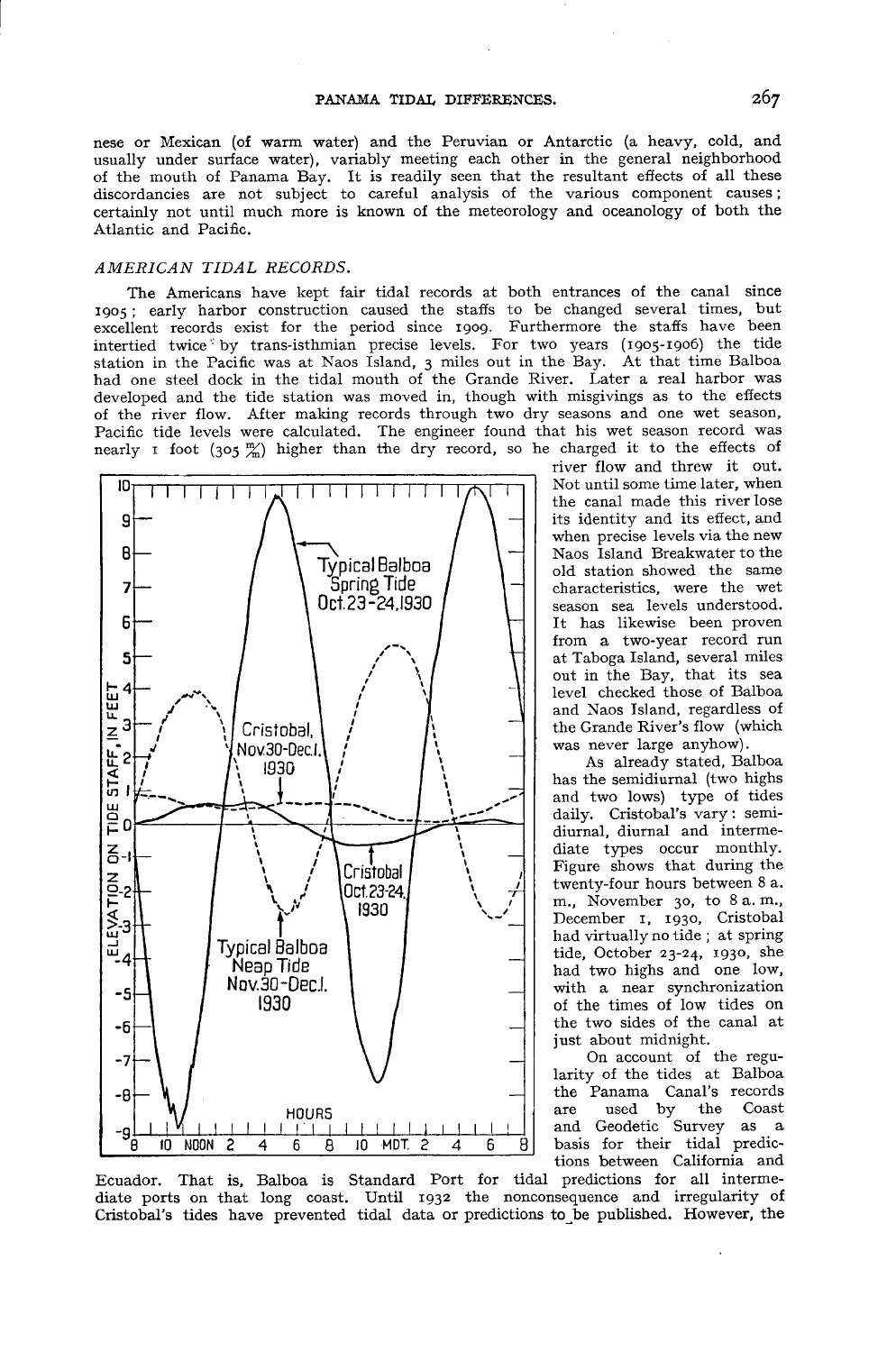nese or Mexican (of warm water) and the Peruvian or Antarctic (a heavy, cold, and usually under surface water), variably meeting each other in the general neighborhood of the mouth of Panama Bay. It is readily seen that the resultant effects of all these discordancies are not subject to careful analysis of the various component causes; certainly not until much more is known of the meteorology and oceanology of both the Atlantic and Pacific.

## *AMERICAN TIDAL RECORDS.*

The Americans have kept fair tidal records at both entrances of the canal since 1905; early harbor construction caused the staffs to be changed several times, but excellent records exist for the period since 1909. Furthermore the staffs have been intertied twice by trans-isthmian precise levels. For two years (1905-1906) the tide station in the Pacific was at Naos Island, 3 miles out in the Bay. At that time Balboa had one steel dock in the tidal mouth of the Grande River. Later a real harbor was developed and the tide station was moved in, though with misgivings as to the effects of the river flow. After making records through two dry seasons and one wet season, Pacific tide levels were calculated. The engineer found that his wet season record was nearly 1 foot (305 m/m) higher than the dry record, so he charged it to the effects of river flow and threw it out. Not until some time later, when the canal made this river lose its identity and its effect, and when precise levels via the new Naos Island Breakwater to the old station showed the same characteristics, were the wet season sea levels understood. It has likewise been proven from a two-year record run at Taboga Island, several miles out in the Bay, that its sea level checked those of Balboa and Naos Island, regardless of the Grande River's flow (which was never large anyhow).

As already stated, Balboa has the semidiurnal (two highs and two lows) type of tides daily. Cristobal's vary: semidiurnal, diurnal and intermediate types occur monthly. Figure shows that during the twenty-four hours between 8 a.m., November 30, to 8 a.m., December 1, 1930, Cristobal had virtually no tide; at spring tide, October 23-24, 1930, she had two highs and one low, with a near synchronization of the times of low tides on the two sides of the canal at just about midnight.

On account of the regularity of the tides at Balboa the Panama Canal's records are used by the Coast and Geodetic Survey as a basis for their tidal predictions between California and Ecuador. That is, Balboa is Standard Port for tidal predictions for all intermediate ports on that long coast. Until 1932 the nonconsequence and irregularity of Cristobal's tides have prevented tidal data or predictions to be published. However, the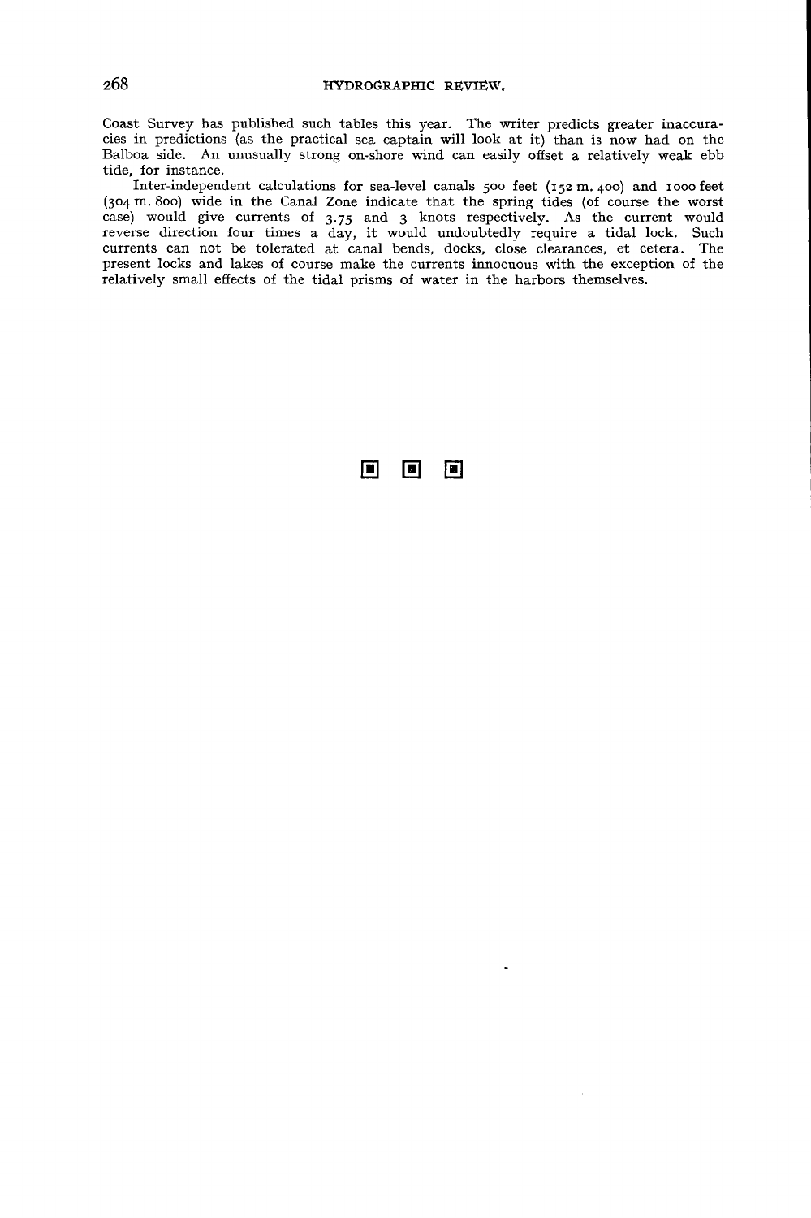Coast Survey has published such tables this year. The writer predicts greater inaccuracies in predictions (as the practical sea captain will look at it) than is now had on the Balboa side. An unusually strong on-shore wind can easily offset a relatively weak ebb tide, for instance.

Inter-independent calculations for sea-level canals 500 feet (152 m. 400) and 1000 feet (304 m. 800) wide in the Canal Zone indicate that the spring tides (of course the worst case) would give currents of 3.75 and 3 knots respectively. As the current would reverse direction four times a day, it would undoubtedly require a tidal lock. Such currents can not be tolerated at canal bends, docks, close clearances, et cetera. The present locks and lakes of course make the currents innocuous with the exception of the relatively small effects of the tidal prisms of water in the harbors themselves.